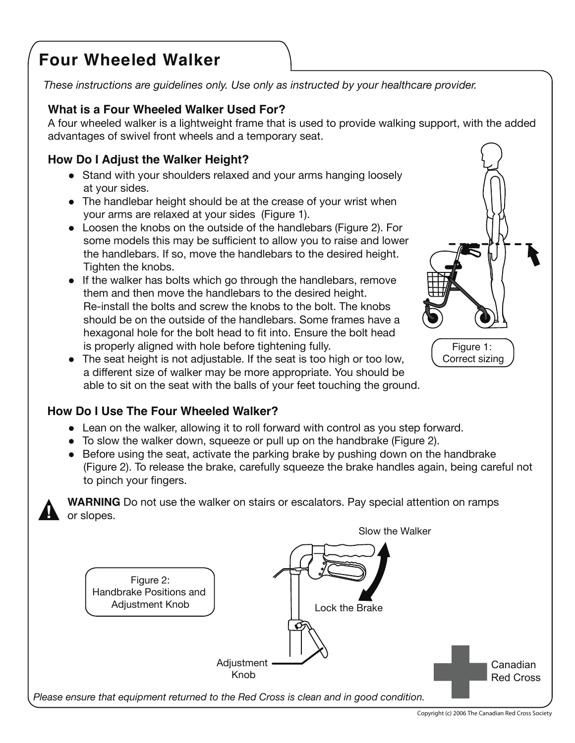# Four Wheeled Walker

*These instructions are guidelines only. Use only as instructed by your healthcare provider.*

### What is a Four Wheeled Walker Used For?

A four wheeled walker is a lightweight frame that is used to provide walking support, with the added advantages of swivel front wheels and a temporary seat.

### How Do I Adjust the Walker Height?

- Stand with your shoulders relaxed and your arms hanging loosely at your sides.
- The handlebar height should be at the crease of your wrist when your arms are relaxed at your sides (Figure 1).
- Loosen the knobs on the outside of the handlebars (Figure 2). For some models this may be sufficient to allow you to raise and lower the handlebars. If so, move the handlebars to the desired height. Tighten the knobs.
- If the walker has bolts which go through the handlebars, remove them and then move the handlebars to the desired height. Re-install the bolts and screw the knobs to the bolt. The knobs should be on the outside of the handlebars. Some frames have a hexagonal hole for the bolt head to fit into. Ensure the bolt head is properly aligned with hole before tightening fully.
- The seat height is not adjustable. If the seat is too high or too low, a different size of walker may be more appropriate. You should be able to sit on the seat with the balls of your feet touching the ground.

Figure 1: Correct sizing

### How Do I Use The Four Wheeled Walker?

- Lean on the walker, allowing it to roll forward with control as you step forward.
- To slow the walker down, squeeze or pull up on the handbrake (Figure 2).
- Before using the seat, activate the parking brake by pushing down on the handbrake (Figure 2). To release the brake, carefully squeeze the brake handles again, being careful not to pinch your fingers.

**WARNING** Do not use the walker on stairs or escalators. Pay special attention on ramps or slopes.

Slow the Walker

Lock the Brake

Adjustment Knob

Figure 2: Handbrake Positions and Adjustment Knob

Canadian Red Cross

*Please ensure that equipment returned to the Red Cross is clean and in good condition.*

Copyright (c) 2006 The Canadian Red Cross Society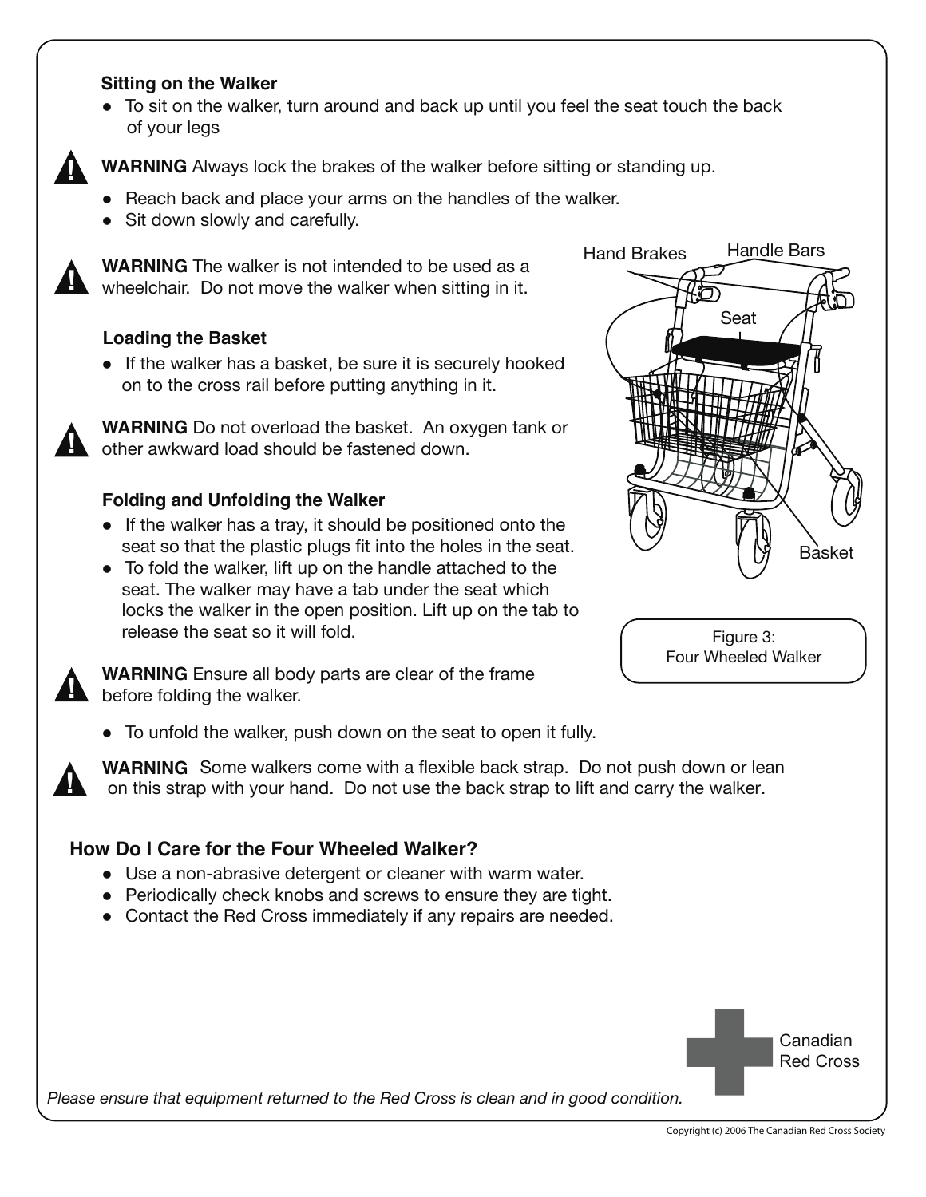### Sitting on the Walker

- To sit on the walker, turn around and back up until you feel the seat touch the back of your legs

**WARNING** Always lock the brakes of the walker before sitting or standing up.

- Reach back and place your arms on the handles of the walker.
- Sit down slowly and carefully.

**WARNING** The walker is not intended to be used as a wheelchair. Do not move the walker when sitting in it.

### Loading the Basket

- If the walker has a basket, be sure it is securely hooked on to the cross rail before putting anything in it.

**WARNING** Do not overload the basket. An oxygen tank or other awkward load should be fastened down.

### Folding and Unfolding the Walker

- If the walker has a tray, it should be positioned onto the seat so that the plastic plugs fit into the holes in the seat.
- To fold the walker, lift up on the handle attached to the seat. The walker may have a tab under the seat which locks the walker in the open position. Lift up on the tab to release the seat so it will fold.

**WARNING** Ensure all body parts are clear of the frame before folding the walker.

- To unfold the walker, push down on the seat to open it fully.

**WARNING** Some walkers come with a flexible back strap. Do not push down or lean on this strap with your hand. Do not use the back strap to lift and carry the walker.

Hand Brakes

Handle Bars

Seat

Basket

Figure 3: Four Wheeled Walker

## How Do I Care for the Four Wheeled Walker?

- Use a non-abrasive detergent or cleaner with warm water.
- Periodically check knobs and screws to ensure they are tight.
- Contact the Red Cross immediately if any repairs are needed.

Canadian Red Cross

*Please ensure that equipment returned to the Red Cross is clean and in good condition.*

Copyright (c) 2006 The Canadian Red Cross Society